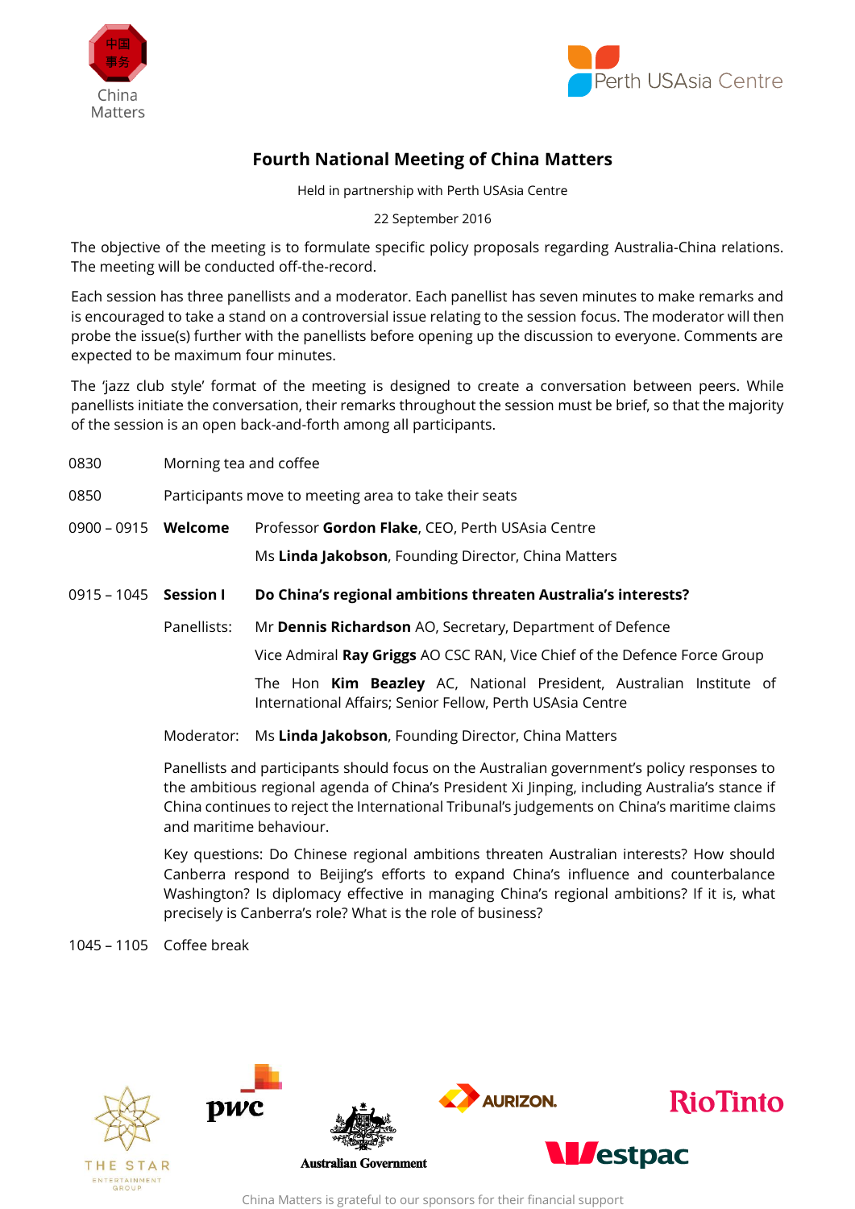China Matters

Perth USAsia Centre

# Fourth National Meeting of China Matters

Held in partnership with Perth USAsia Centre

22 September 2016

The objective of the meeting is to formulate specific policy proposals regarding Australia-China relations. The meeting will be conducted off-the-record.

Each session has three panellists and a moderator. Each panellist has seven minutes to make remarks and is encouraged to take a stand on a controversial issue relating to the session focus. The moderator will then probe the issue(s) further with the panellists before opening up the discussion to everyone. Comments are expected to be maximum four minutes.

The 'jazz club style' format of the meeting is designed to create a conversation between peers. While panellists initiate the conversation, their remarks throughout the session must be brief, so that the majority of the session is an open back-and-forth among all participants.

0830 Morning tea and coffee

0850 Participants move to meeting area to take their seats

0900 – 0915 **Welcome**

Professor **Gordon Flake**, CEO, Perth USAsia Centre

Ms **Linda Jakobson**, Founding Director, China Matters

0915 – 1045 **Session I** **Do China's regional ambitions threaten Australia's interests?**

Panellists:

Mr **Dennis Richardson** AO, Secretary, Department of Defence

Vice Admiral **Ray Griggs** AO CSC RAN, Vice Chief of the Defence Force Group

The Hon **Kim Beazley** AC, National President, Australian Institute of International Affairs; Senior Fellow, Perth USAsia Centre

Moderator: Ms **Linda Jakobson**, Founding Director, China Matters

Panellists and participants should focus on the Australian government's policy responses to the ambitious regional agenda of China's President Xi Jinping, including Australia's stance if China continues to reject the International Tribunal's judgements on China's maritime claims and maritime behaviour.

Key questions: Do Chinese regional ambitions threaten Australian interests? How should Canberra respond to Beijing's efforts to expand China's influence and counterbalance Washington? Is diplomacy effective in managing China's regional ambitions? If it is, what precisely is Canberra's role? What is the role of business?

1045 – 1105 Coffee break

China Matters is grateful to our sponsors for their financial support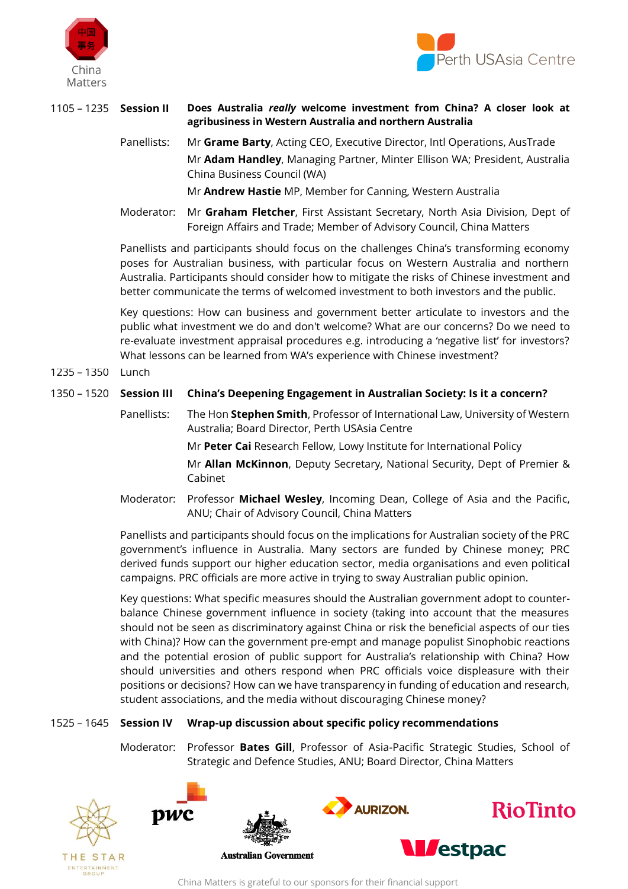1105 – 1235 **Session II** **Does Australia *really* welcome investment from China? A closer look at agribusiness in Western Australia and northern Australia**

Panellists: Mr **Grame Barty**, Acting CEO, Executive Director, Intl Operations, AusTrade

Mr **Adam Handley**, Managing Partner, Minter Ellison WA; President, Australia China Business Council (WA)

Mr **Andrew Hastie** MP, Member for Canning, Western Australia

Moderator: Mr **Graham Fletcher**, First Assistant Secretary, North Asia Division, Dept of Foreign Affairs and Trade; Member of Advisory Council, China Matters

Panellists and participants should focus on the challenges China's transforming economy poses for Australian business, with particular focus on Western Australia and northern Australia. Participants should consider how to mitigate the risks of Chinese investment and better communicate the terms of welcomed investment to both investors and the public.

Key questions: How can business and government better articulate to investors and the public what investment we do and don't welcome? What are our concerns? Do we need to re-evaluate investment appraisal procedures e.g. introducing a 'negative list' for investors? What lessons can be learned from WA's experience with Chinese investment?

1235 – 1350 Lunch

1350 – 1520 **Session III** **China's Deepening Engagement in Australian Society: Is it a concern?**

Panellists: The Hon **Stephen Smith**, Professor of International Law, University of Western Australia; Board Director, Perth USAsia Centre

Mr **Peter Cai** Research Fellow, Lowy Institute for International Policy

Mr **Allan McKinnon**, Deputy Secretary, National Security, Dept of Premier & Cabinet

Moderator: Professor **Michael Wesley**, Incoming Dean, College of Asia and the Pacific, ANU; Chair of Advisory Council, China Matters

Panellists and participants should focus on the implications for Australian society of the PRC government's influence in Australia. Many sectors are funded by Chinese money; PRC derived funds support our higher education sector, media organisations and even political campaigns. PRC officials are more active in trying to sway Australian public opinion.

Key questions: What specific measures should the Australian government adopt to counter-balance Chinese government influence in society (taking into account that the measures should not be seen as discriminatory against China or risk the beneficial aspects of our ties with China)? How can the government pre-empt and manage populist Sinophobic reactions and the potential erosion of public support for Australia's relationship with China? How should universities and others respond when PRC officials voice displeasure with their positions or decisions? How can we have transparency in funding of education and research, student associations, and the media without discouraging Chinese money?

1525 – 1645 **Session IV** **Wrap-up discussion about specific policy recommendations**

Moderator: Professor **Bates Gill**, Professor of Asia-Pacific Strategic Studies, School of Strategic and Defence Studies, ANU; Board Director, China Matters

China Matters is grateful to our sponsors for their financial support